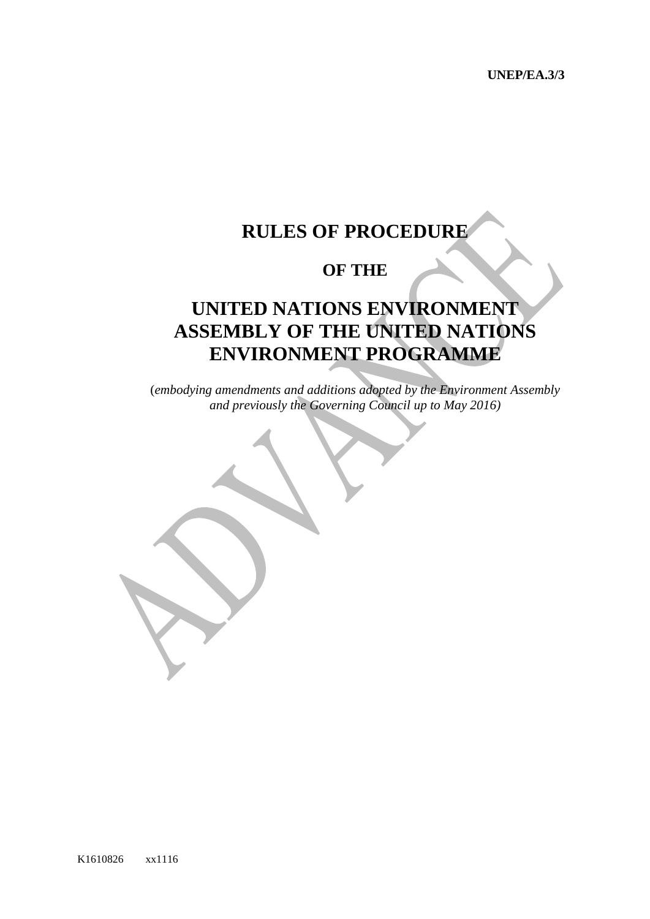UNEP/EA.3/3

# RULES OF PROCEDURE

## OF THE

# UNITED NATIONS ENVIRONMENT ASSEMBLY OF THE UNITED NATIONS ENVIRONMENT PROGRAMME

(*embodying amendments and additions adopted by the Environment Assembly and previously the Governing Council up to May 2016)*

K1610826 xx1116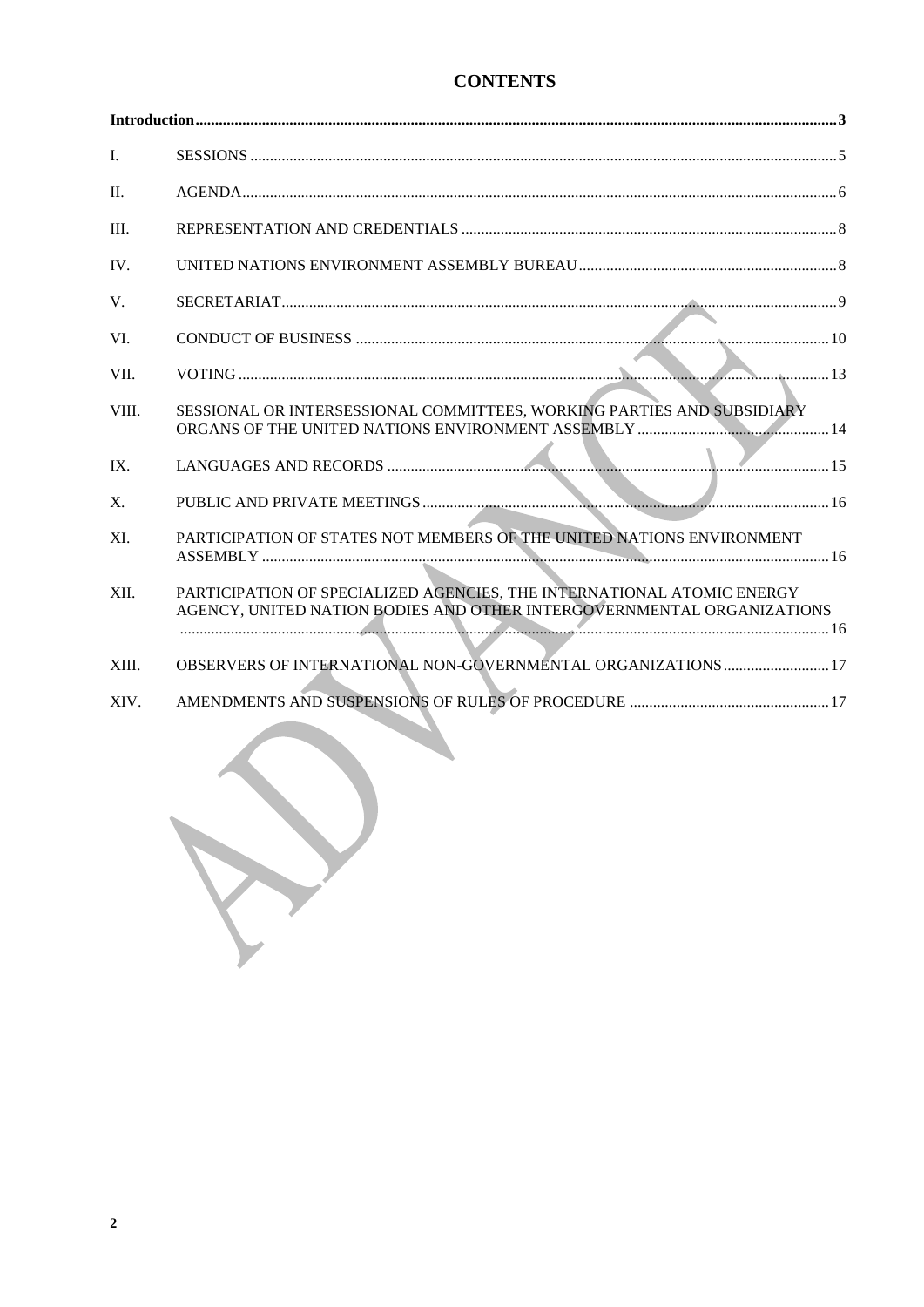# CONTENTS

| | | |
|---|---|---|
| **Introduction** | | **3** |
| I. | SESSIONS | 5 |
| II. | AGENDA | 6 |
| III. | REPRESENTATION AND CREDENTIALS | 8 |
| IV. | UNITED NATIONS ENVIRONMENT ASSEMBLY BUREAU | 8 |
| V. | SECRETARIAT | 9 |
| VI. | CONDUCT OF BUSINESS | 10 |
| VII. | VOTING | 13 |
| VIII. | SESSIONAL OR INTERSESSIONAL COMMITTEES, WORKING PARTIES AND SUBSIDIARY ORGANS OF THE UNITED NATIONS ENVIRONMENT ASSEMBLY | 14 |
| IX. | LANGUAGES AND RECORDS | 15 |
| X. | PUBLIC AND PRIVATE MEETINGS | 16 |
| XI. | PARTICIPATION OF STATES NOT MEMBERS OF THE UNITED NATIONS ENVIRONMENT ASSEMBLY | 16 |
| XII. | PARTICIPATION OF SPECIALIZED AGENCIES, THE INTERNATIONAL ATOMIC ENERGY AGENCY, UNITED NATION BODIES AND OTHER INTERGOVERNMENTAL ORGANIZATIONS | 16 |
| XIII. | OBSERVERS OF INTERNATIONAL NON-GOVERNMENTAL ORGANIZATIONS | 17 |
| XIV. | AMENDMENTS AND SUSPENSIONS OF RULES OF PROCEDURE | 17 |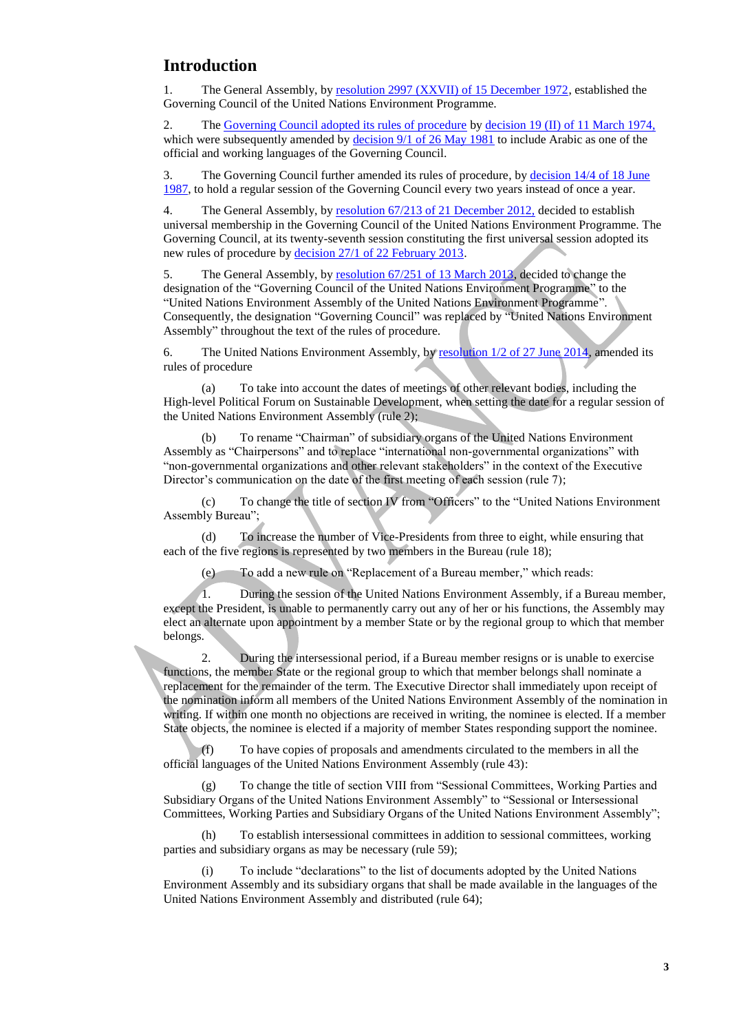## Introduction

1. The General Assembly, by resolution 2997 (XXVII) of 15 December 1972, established the Governing Council of the United Nations Environment Programme.

2. The Governing Council adopted its rules of procedure by decision 19 (II) of 11 March 1974, which were subsequently amended by decision 9/1 of 26 May 1981 to include Arabic as one of the official and working languages of the Governing Council.

3. The Governing Council further amended its rules of procedure, by decision 14/4 of 18 June 1987, to hold a regular session of the Governing Council every two years instead of once a year.

4. The General Assembly, by resolution 67/213 of 21 December 2012, decided to establish universal membership in the Governing Council of the United Nations Environment Programme. The Governing Council, at its twenty-seventh session constituting the first universal session adopted its new rules of procedure by decision 27/1 of 22 February 2013.

5. The General Assembly, by resolution 67/251 of 13 March 2013, decided to change the designation of the "Governing Council of the United Nations Environment Programme" to the "United Nations Environment Assembly of the United Nations Environment Programme". Consequently, the designation "Governing Council" was replaced by "United Nations Environment Assembly" throughout the text of the rules of procedure.

6. The United Nations Environment Assembly, by resolution 1/2 of 27 June 2014, amended its rules of procedure

(a) To take into account the dates of meetings of other relevant bodies, including the High-level Political Forum on Sustainable Development, when setting the date for a regular session of the United Nations Environment Assembly (rule 2);

(b) To rename "Chairman" of subsidiary organs of the United Nations Environment Assembly as "Chairpersons" and to replace "international non-governmental organizations" with "non-governmental organizations and other relevant stakeholders" in the context of the Executive Director's communication on the date of the first meeting of each session (rule 7);

(c) To change the title of section IV from "Officers" to the "United Nations Environment Assembly Bureau";

(d) To increase the number of Vice-Presidents from three to eight, while ensuring that each of the five regions is represented by two members in the Bureau (rule 18);

(e) To add a new rule on "Replacement of a Bureau member," which reads:

1. During the session of the United Nations Environment Assembly, if a Bureau member, except the President, is unable to permanently carry out any of her or his functions, the Assembly may elect an alternate upon appointment by a member State or by the regional group to which that member belongs.

2. During the intersessional period, if a Bureau member resigns or is unable to exercise functions, the member State or the regional group to which that member belongs shall nominate a replacement for the remainder of the term. The Executive Director shall immediately upon receipt of the nomination inform all members of the United Nations Environment Assembly of the nomination in writing. If within one month no objections are received in writing, the nominee is elected. If a member State objects, the nominee is elected if a majority of member States responding support the nominee.

(f) To have copies of proposals and amendments circulated to the members in all the official languages of the United Nations Environment Assembly (rule 43):

(g) To change the title of section VIII from "Sessional Committees, Working Parties and Subsidiary Organs of the United Nations Environment Assembly" to "Sessional or Intersessional Committees, Working Parties and Subsidiary Organs of the United Nations Environment Assembly";

(h) To establish intersessional committees in addition to sessional committees, working parties and subsidiary organs as may be necessary (rule 59);

(i) To include "declarations" to the list of documents adopted by the United Nations Environment Assembly and its subsidiary organs that shall be made available in the languages of the United Nations Environment Assembly and distributed (rule 64);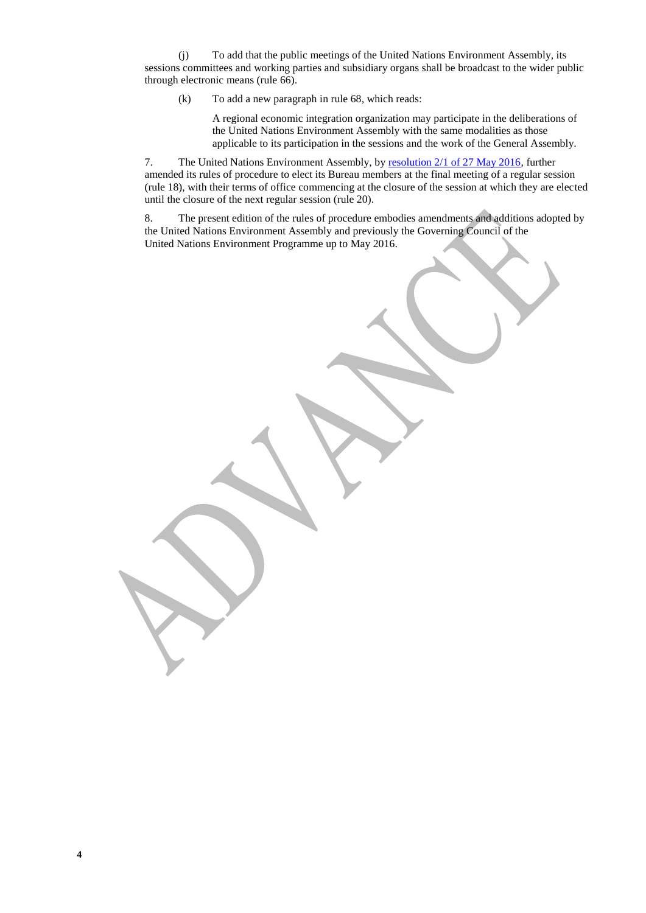(j) To add that the public meetings of the United Nations Environment Assembly, its sessions committees and working parties and subsidiary organs shall be broadcast to the wider public through electronic means (rule 66).

(k) To add a new paragraph in rule 68, which reads:

> A regional economic integration organization may participate in the deliberations of the United Nations Environment Assembly with the same modalities as those applicable to its participation in the sessions and the work of the General Assembly.

7. The United Nations Environment Assembly, by resolution 2/1 of 27 May 2016, further amended its rules of procedure to elect its Bureau members at the final meeting of a regular session (rule 18), with their terms of office commencing at the closure of the session at which they are elected until the closure of the next regular session (rule 20).

8. The present edition of the rules of procedure embodies amendments and additions adopted by the United Nations Environment Assembly and previously the Governing Council of the United Nations Environment Programme up to May 2016.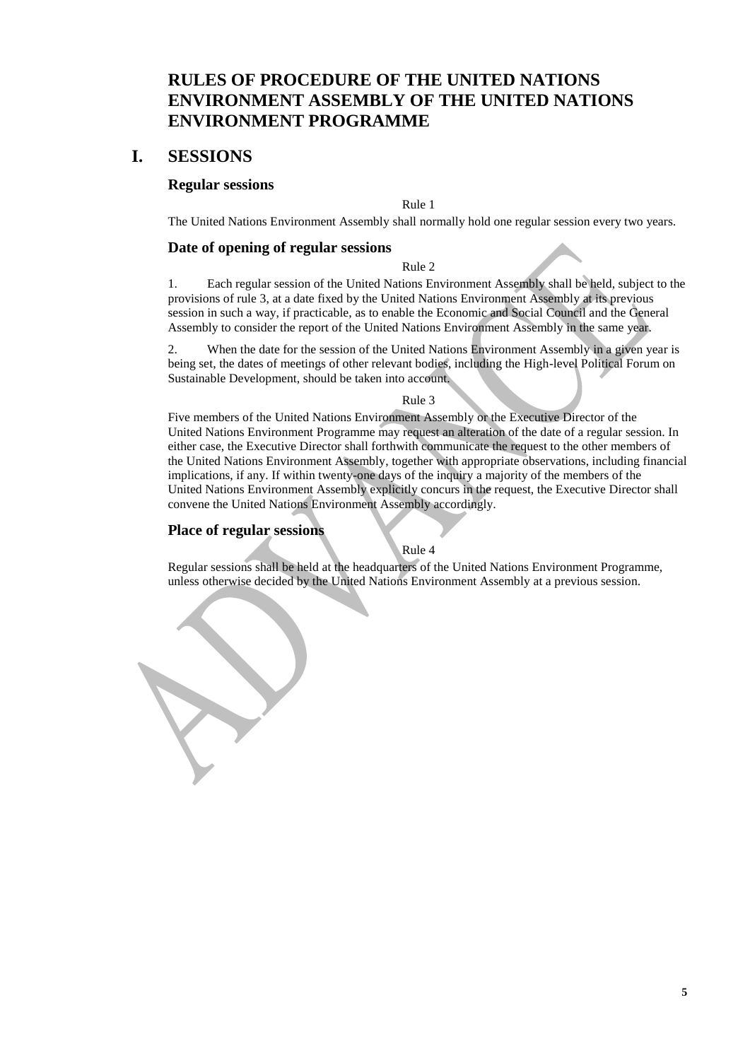# RULES OF PROCEDURE OF THE UNITED NATIONS ENVIRONMENT ASSEMBLY OF THE UNITED NATIONS ENVIRONMENT PROGRAMME

## I. SESSIONS

### Regular sessions

Rule 1

The United Nations Environment Assembly shall normally hold one regular session every two years.

### Date of opening of regular sessions

Rule 2

1. Each regular session of the United Nations Environment Assembly shall be held, subject to the provisions of rule 3, at a date fixed by the United Nations Environment Assembly at its previous session in such a way, if practicable, as to enable the Economic and Social Council and the General Assembly to consider the report of the United Nations Environment Assembly in the same year.

2. When the date for the session of the United Nations Environment Assembly in a given year is being set, the dates of meetings of other relevant bodies, including the High-level Political Forum on Sustainable Development, should be taken into account.

Rule 3

Five members of the United Nations Environment Assembly or the Executive Director of the United Nations Environment Programme may request an alteration of the date of a regular session. In either case, the Executive Director shall forthwith communicate the request to the other members of the United Nations Environment Assembly, together with appropriate observations, including financial implications, if any. If within twenty-one days of the inquiry a majority of the members of the United Nations Environment Assembly explicitly concurs in the request, the Executive Director shall convene the United Nations Environment Assembly accordingly.

### Place of regular sessions

Rule 4

Regular sessions shall be held at the headquarters of the United Nations Environment Programme, unless otherwise decided by the United Nations Environment Assembly at a previous session.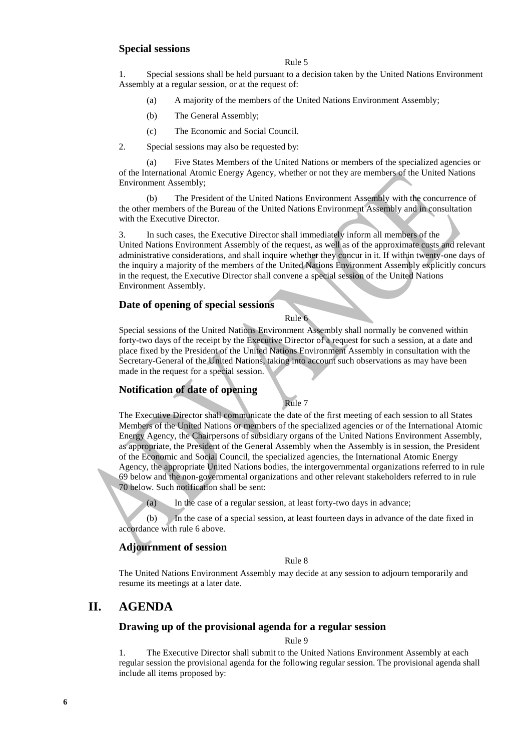### Special sessions

Rule 5

1. Special sessions shall be held pursuant to a decision taken by the United Nations Environment Assembly at a regular session, or at the request of:

   (a) A majority of the members of the United Nations Environment Assembly;

   (b) The General Assembly;

   (c) The Economic and Social Council.

2. Special sessions may also be requested by:

   (a) Five States Members of the United Nations or members of the specialized agencies or of the International Atomic Energy Agency, whether or not they are members of the United Nations Environment Assembly;

   (b) The President of the United Nations Environment Assembly with the concurrence of the other members of the Bureau of the United Nations Environment Assembly and in consultation with the Executive Director.

3. In such cases, the Executive Director shall immediately inform all members of the United Nations Environment Assembly of the request, as well as of the approximate costs and relevant administrative considerations, and shall inquire whether they concur in it. If within twenty-one days of the inquiry a majority of the members of the United Nations Environment Assembly explicitly concurs in the request, the Executive Director shall convene a special session of the United Nations Environment Assembly.

### Date of opening of special sessions

Rule 6

Special sessions of the United Nations Environment Assembly shall normally be convened within forty-two days of the receipt by the Executive Director of a request for such a session, at a date and place fixed by the President of the United Nations Environment Assembly in consultation with the Secretary-General of the United Nations, taking into account such observations as may have been made in the request for a special session.

### Notification of date of opening

Rule 7

The Executive Director shall communicate the date of the first meeting of each session to all States Members of the United Nations or members of the specialized agencies or of the International Atomic Energy Agency, the Chairpersons of subsidiary organs of the United Nations Environment Assembly, as appropriate, the President of the General Assembly when the Assembly is in session, the President of the Economic and Social Council, the specialized agencies, the International Atomic Energy Agency, the appropriate United Nations bodies, the intergovernmental organizations referred to in rule 69 below and the non-governmental organizations and other relevant stakeholders referred to in rule 70 below. Such notification shall be sent:

(a) In the case of a regular session, at least forty-two days in advance;

(b) In the case of a special session, at least fourteen days in advance of the date fixed in accordance with rule 6 above.

### Adjournment of session

Rule 8

The United Nations Environment Assembly may decide at any session to adjourn temporarily and resume its meetings at a later date.

## II. AGENDA

### Drawing up of the provisional agenda for a regular session

Rule 9

1. The Executive Director shall submit to the United Nations Environment Assembly at each regular session the provisional agenda for the following regular session. The provisional agenda shall include all items proposed by: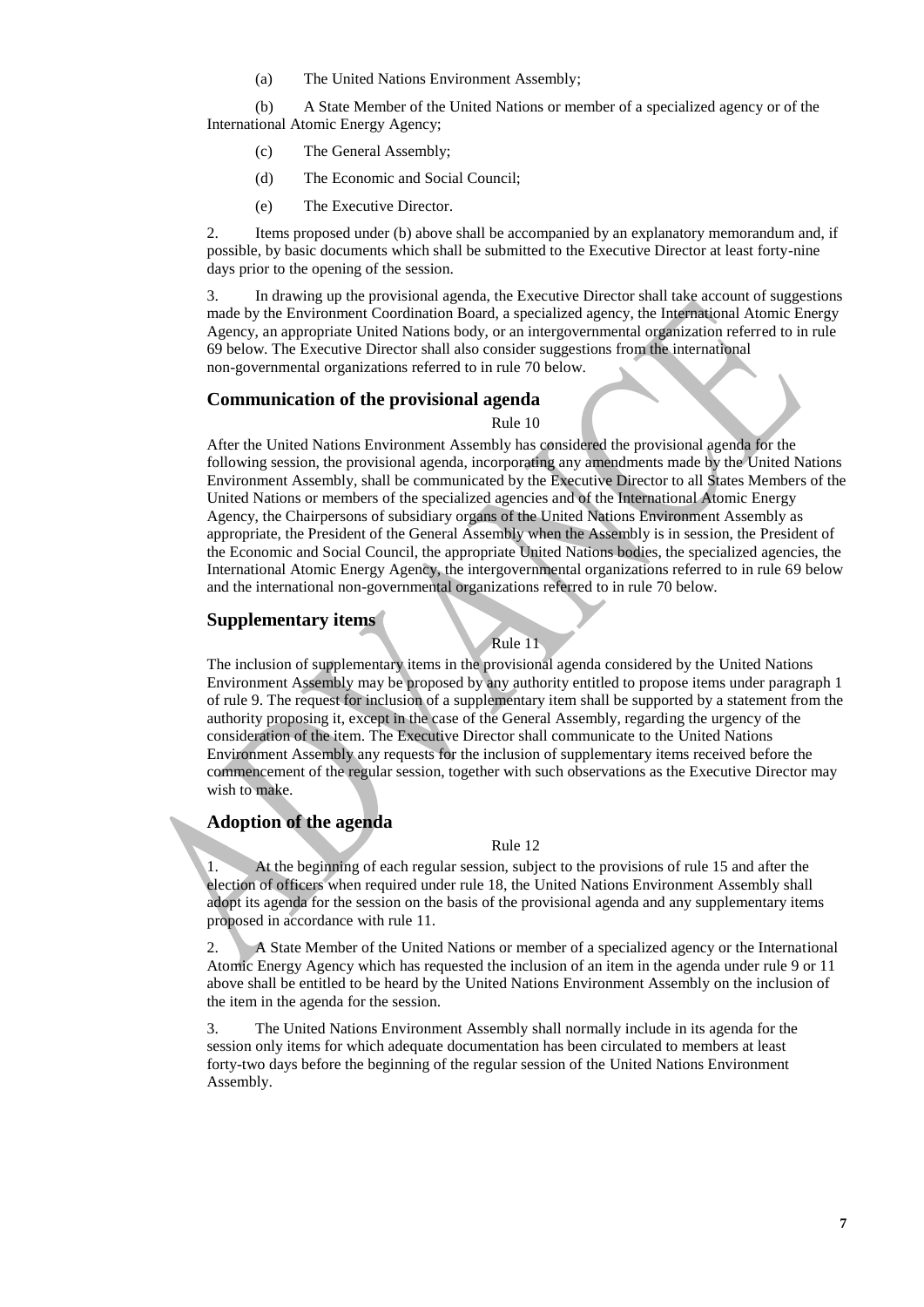(a) The United Nations Environment Assembly;

(b) A State Member of the United Nations or member of a specialized agency or of the International Atomic Energy Agency;

(c) The General Assembly;

(d) The Economic and Social Council;

(e) The Executive Director.

2. Items proposed under (b) above shall be accompanied by an explanatory memorandum and, if possible, by basic documents which shall be submitted to the Executive Director at least forty-nine days prior to the opening of the session.

3. In drawing up the provisional agenda, the Executive Director shall take account of suggestions made by the Environment Coordination Board, a specialized agency, the International Atomic Energy Agency, an appropriate United Nations body, or an intergovernmental organization referred to in rule 69 below. The Executive Director shall also consider suggestions from the international non-governmental organizations referred to in rule 70 below.

## Communication of the provisional agenda

Rule 10

After the United Nations Environment Assembly has considered the provisional agenda for the following session, the provisional agenda, incorporating any amendments made by the United Nations Environment Assembly, shall be communicated by the Executive Director to all States Members of the United Nations or members of the specialized agencies and of the International Atomic Energy Agency, the Chairpersons of subsidiary organs of the United Nations Environment Assembly as appropriate, the President of the General Assembly when the Assembly is in session, the President of the Economic and Social Council, the appropriate United Nations bodies, the specialized agencies, the International Atomic Energy Agency, the intergovernmental organizations referred to in rule 69 below and the international non-governmental organizations referred to in rule 70 below.

## Supplementary items

Rule 11

The inclusion of supplementary items in the provisional agenda considered by the United Nations Environment Assembly may be proposed by any authority entitled to propose items under paragraph 1 of rule 9. The request for inclusion of a supplementary item shall be supported by a statement from the authority proposing it, except in the case of the General Assembly, regarding the urgency of the consideration of the item. The Executive Director shall communicate to the United Nations Environment Assembly any requests for the inclusion of supplementary items received before the commencement of the regular session, together with such observations as the Executive Director may wish to make.

## Adoption of the agenda

Rule 12

1. At the beginning of each regular session, subject to the provisions of rule 15 and after the election of officers when required under rule 18, the United Nations Environment Assembly shall adopt its agenda for the session on the basis of the provisional agenda and any supplementary items proposed in accordance with rule 11.

2. A State Member of the United Nations or member of a specialized agency or the International Atomic Energy Agency which has requested the inclusion of an item in the agenda under rule 9 or 11 above shall be entitled to be heard by the United Nations Environment Assembly on the inclusion of the item in the agenda for the session.

3. The United Nations Environment Assembly shall normally include in its agenda for the session only items for which adequate documentation has been circulated to members at least forty-two days before the beginning of the regular session of the United Nations Environment Assembly.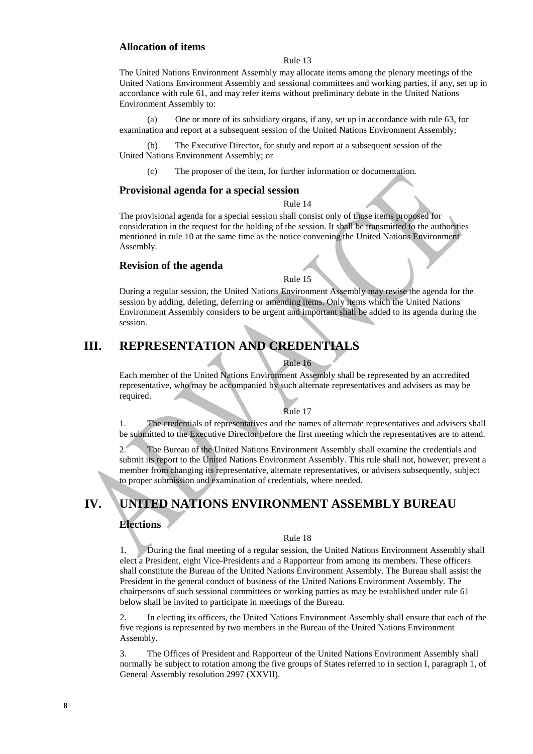### Allocation of items

Rule 13

The United Nations Environment Assembly may allocate items among the plenary meetings of the United Nations Environment Assembly and sessional committees and working parties, if any, set up in accordance with rule 61, and may refer items without preliminary debate in the United Nations Environment Assembly to:

(a) One or more of its subsidiary organs, if any, set up in accordance with rule 63, for examination and report at a subsequent session of the United Nations Environment Assembly;

(b) The Executive Director, for study and report at a subsequent session of the United Nations Environment Assembly; or

(c) The proposer of the item, for further information or documentation.

### Provisional agenda for a special session

Rule 14

The provisional agenda for a special session shall consist only of those items proposed for consideration in the request for the holding of the session. It shall be transmitted to the authorities mentioned in rule 10 at the same time as the notice convening the United Nations Environment Assembly.

### Revision of the agenda

Rule 15

During a regular session, the United Nations Environment Assembly may revise the agenda for the session by adding, deleting, deferring or amending items. Only items which the United Nations Environment Assembly considers to be urgent and important shall be added to its agenda during the session.

## III. REPRESENTATION AND CREDENTIALS

Rule 16

Each member of the United Nations Environment Assembly shall be represented by an accredited representative, who may be accompanied by such alternate representatives and advisers as may be required.

Rule 17

1. The credentials of representatives and the names of alternate representatives and advisers shall be submitted to the Executive Director before the first meeting which the representatives are to attend.

2. The Bureau of the United Nations Environment Assembly shall examine the credentials and submit its report to the United Nations Environment Assembly. This rule shall not, however, prevent a member from changing its representative, alternate representatives, or advisers subsequently, subject to proper submission and examination of credentials, where needed.

## IV. UNITED NATIONS ENVIRONMENT ASSEMBLY BUREAU

### Elections

Rule 18

1. During the final meeting of a regular session, the United Nations Environment Assembly shall elect a President, eight Vice-Presidents and a Rapporteur from among its members. These officers shall constitute the Bureau of the United Nations Environment Assembly. The Bureau shall assist the President in the general conduct of business of the United Nations Environment Assembly. The chairpersons of such sessional committees or working parties as may be established under rule 61 below shall be invited to participate in meetings of the Bureau.

2. In electing its officers, the United Nations Environment Assembly shall ensure that each of the five regions is represented by two members in the Bureau of the United Nations Environment Assembly.

3. The Offices of President and Rapporteur of the United Nations Environment Assembly shall normally be subject to rotation among the five groups of States referred to in section I, paragraph 1, of General Assembly resolution 2997 (XXVII).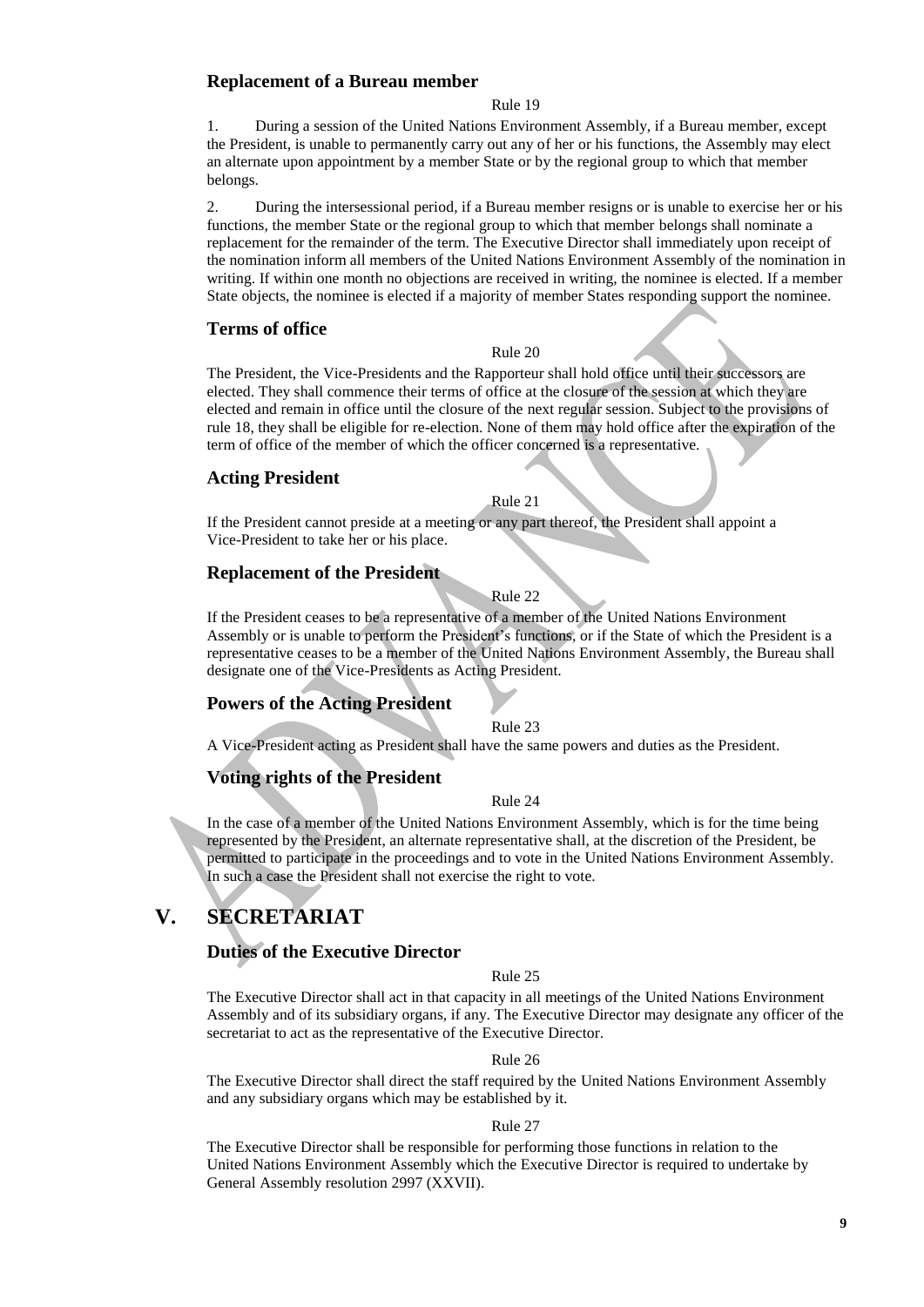### Replacement of a Bureau member

Rule 19

1. During a session of the United Nations Environment Assembly, if a Bureau member, except the President, is unable to permanently carry out any of her or his functions, the Assembly may elect an alternate upon appointment by a member State or by the regional group to which that member belongs.

2. During the intersessional period, if a Bureau member resigns or is unable to exercise her or his functions, the member State or the regional group to which that member belongs shall nominate a replacement for the remainder of the term. The Executive Director shall immediately upon receipt of the nomination inform all members of the United Nations Environment Assembly of the nomination in writing. If within one month no objections are received in writing, the nominee is elected. If a member State objects, the nominee is elected if a majority of member States responding support the nominee.

### Terms of office

Rule 20

The President, the Vice-Presidents and the Rapporteur shall hold office until their successors are elected. They shall commence their terms of office at the closure of the session at which they are elected and remain in office until the closure of the next regular session. Subject to the provisions of rule 18, they shall be eligible for re-election. None of them may hold office after the expiration of the term of office of the member of which the officer concerned is a representative.

### Acting President

Rule 21

If the President cannot preside at a meeting or any part thereof, the President shall appoint a Vice-President to take her or his place.

### Replacement of the President

Rule 22

If the President ceases to be a representative of a member of the United Nations Environment Assembly or is unable to perform the President's functions, or if the State of which the President is a representative ceases to be a member of the United Nations Environment Assembly, the Bureau shall designate one of the Vice-Presidents as Acting President.

### Powers of the Acting President

Rule 23

A Vice-President acting as President shall have the same powers and duties as the President.

### Voting rights of the President

Rule 24

In the case of a member of the United Nations Environment Assembly, which is for the time being represented by the President, an alternate representative shall, at the discretion of the President, be permitted to participate in the proceedings and to vote in the United Nations Environment Assembly. In such a case the President shall not exercise the right to vote.

## V. SECRETARIAT

### Duties of the Executive Director

Rule 25

The Executive Director shall act in that capacity in all meetings of the United Nations Environment Assembly and of its subsidiary organs, if any. The Executive Director may designate any officer of the secretariat to act as the representative of the Executive Director.

Rule 26

The Executive Director shall direct the staff required by the United Nations Environment Assembly and any subsidiary organs which may be established by it.

Rule 27

The Executive Director shall be responsible for performing those functions in relation to the United Nations Environment Assembly which the Executive Director is required to undertake by General Assembly resolution 2997 (XXVII).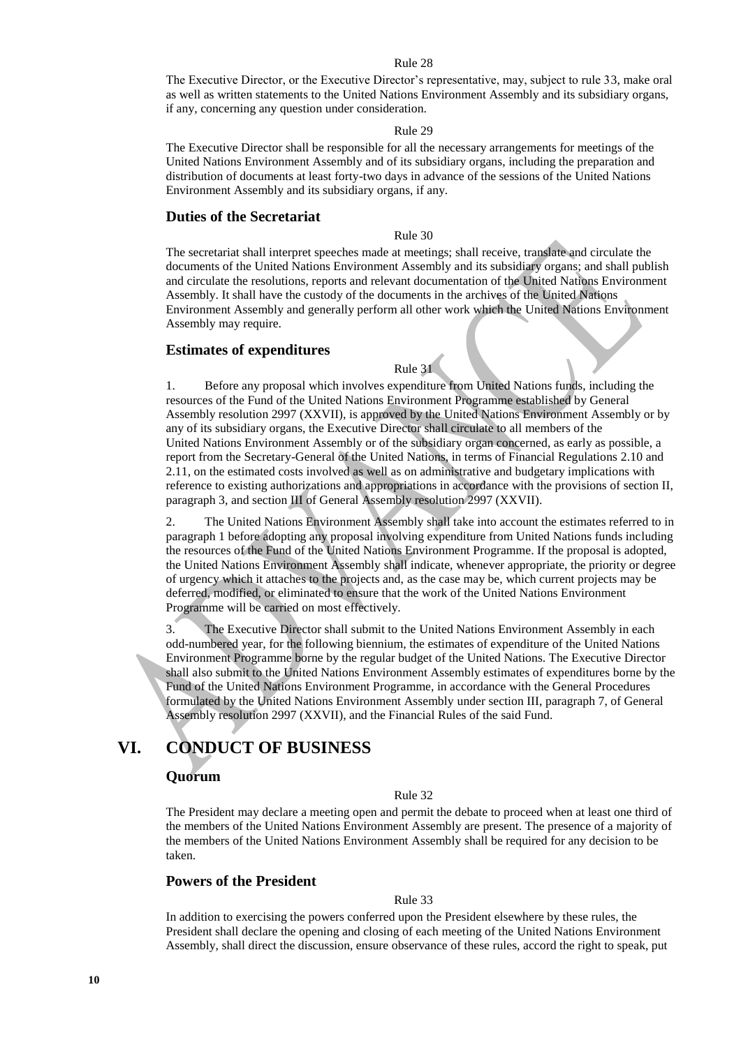Rule 28

The Executive Director, or the Executive Director's representative, may, subject to rule 33, make oral as well as written statements to the United Nations Environment Assembly and its subsidiary organs, if any, concerning any question under consideration.

Rule 29

The Executive Director shall be responsible for all the necessary arrangements for meetings of the United Nations Environment Assembly and of its subsidiary organs, including the preparation and distribution of documents at least forty-two days in advance of the sessions of the United Nations Environment Assembly and its subsidiary organs, if any.

### Duties of the Secretariat

Rule 30

The secretariat shall interpret speeches made at meetings; shall receive, translate and circulate the documents of the United Nations Environment Assembly and its subsidiary organs; and shall publish and circulate the resolutions, reports and relevant documentation of the United Nations Environment Assembly. It shall have the custody of the documents in the archives of the United Nations Environment Assembly and generally perform all other work which the United Nations Environment Assembly may require.

### Estimates of expenditures

Rule 31

1. Before any proposal which involves expenditure from United Nations funds, including the resources of the Fund of the United Nations Environment Programme established by General Assembly resolution 2997 (XXVII), is approved by the United Nations Environment Assembly or by any of its subsidiary organs, the Executive Director shall circulate to all members of the United Nations Environment Assembly or of the subsidiary organ concerned, as early as possible, a report from the Secretary-General of the United Nations, in terms of Financial Regulations 2.10 and 2.11, on the estimated costs involved as well as on administrative and budgetary implications with reference to existing authorizations and appropriations in accordance with the provisions of section II, paragraph 3, and section III of General Assembly resolution 2997 (XXVII).

2. The United Nations Environment Assembly shall take into account the estimates referred to in paragraph 1 before adopting any proposal involving expenditure from United Nations funds including the resources of the Fund of the United Nations Environment Programme. If the proposal is adopted, the United Nations Environment Assembly shall indicate, whenever appropriate, the priority or degree of urgency which it attaches to the projects and, as the case may be, which current projects may be deferred, modified, or eliminated to ensure that the work of the United Nations Environment Programme will be carried on most effectively.

3. The Executive Director shall submit to the United Nations Environment Assembly in each odd-numbered year, for the following biennium, the estimates of expenditure of the United Nations Environment Programme borne by the regular budget of the United Nations. The Executive Director shall also submit to the United Nations Environment Assembly estimates of expenditures borne by the Fund of the United Nations Environment Programme, in accordance with the General Procedures formulated by the United Nations Environment Assembly under section III, paragraph 7, of General Assembly resolution 2997 (XXVII), and the Financial Rules of the said Fund.

## VI. CONDUCT OF BUSINESS

### Quorum

Rule 32

The President may declare a meeting open and permit the debate to proceed when at least one third of the members of the United Nations Environment Assembly are present. The presence of a majority of the members of the United Nations Environment Assembly shall be required for any decision to be taken.

### Powers of the President

Rule 33

In addition to exercising the powers conferred upon the President elsewhere by these rules, the President shall declare the opening and closing of each meeting of the United Nations Environment Assembly, shall direct the discussion, ensure observance of these rules, accord the right to speak, put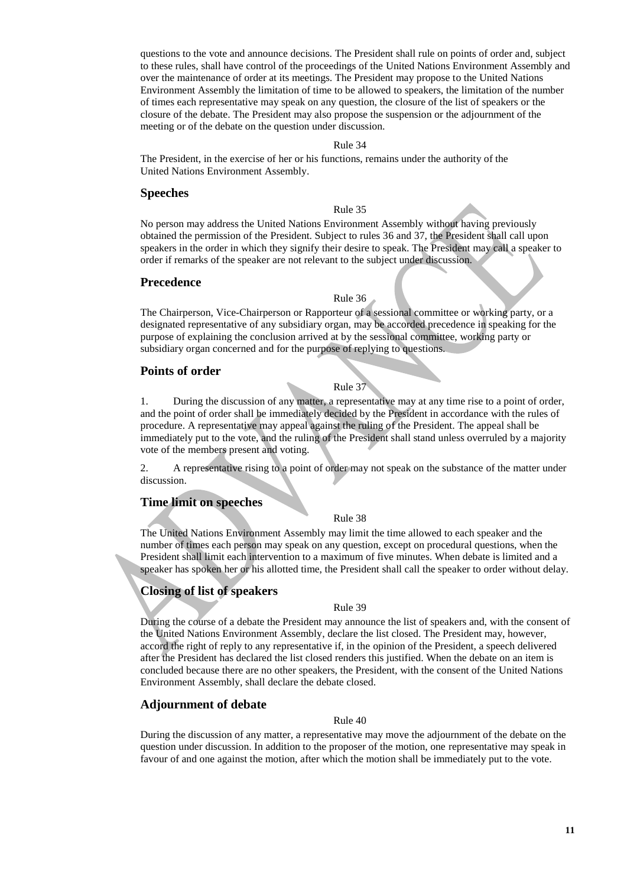questions to the vote and announce decisions. The President shall rule on points of order and, subject to these rules, shall have control of the proceedings of the United Nations Environment Assembly and over the maintenance of order at its meetings. The President may propose to the United Nations Environment Assembly the limitation of time to be allowed to speakers, the limitation of the number of times each representative may speak on any question, the closure of the list of speakers or the closure of the debate. The President may also propose the suspension or the adjournment of the meeting or of the debate on the question under discussion.

Rule 34

The President, in the exercise of her or his functions, remains under the authority of the United Nations Environment Assembly.

## Speeches

Rule 35

No person may address the United Nations Environment Assembly without having previously obtained the permission of the President. Subject to rules 36 and 37, the President shall call upon speakers in the order in which they signify their desire to speak. The President may call a speaker to order if remarks of the speaker are not relevant to the subject under discussion.

## Precedence

Rule 36

The Chairperson, Vice-Chairperson or Rapporteur of a sessional committee or working party, or a designated representative of any subsidiary organ, may be accorded precedence in speaking for the purpose of explaining the conclusion arrived at by the sessional committee, working party or subsidiary organ concerned and for the purpose of replying to questions.

## Points of order

Rule 37

1. During the discussion of any matter, a representative may at any time rise to a point of order, and the point of order shall be immediately decided by the President in accordance with the rules of procedure. A representative may appeal against the ruling of the President. The appeal shall be immediately put to the vote, and the ruling of the President shall stand unless overruled by a majority vote of the members present and voting.

2. A representative rising to a point of order may not speak on the substance of the matter under discussion.

## Time limit on speeches

Rule 38

The United Nations Environment Assembly may limit the time allowed to each speaker and the number of times each person may speak on any question, except on procedural questions, when the President shall limit each intervention to a maximum of five minutes. When debate is limited and a speaker has spoken her or his allotted time, the President shall call the speaker to order without delay.

## Closing of list of speakers

Rule 39

During the course of a debate the President may announce the list of speakers and, with the consent of the United Nations Environment Assembly, declare the list closed. The President may, however, accord the right of reply to any representative if, in the opinion of the President, a speech delivered after the President has declared the list closed renders this justified. When the debate on an item is concluded because there are no other speakers, the President, with the consent of the United Nations Environment Assembly, shall declare the debate closed.

## Adjournment of debate

Rule 40

During the discussion of any matter, a representative may move the adjournment of the debate on the question under discussion. In addition to the proposer of the motion, one representative may speak in favour of and one against the motion, after which the motion shall be immediately put to the vote.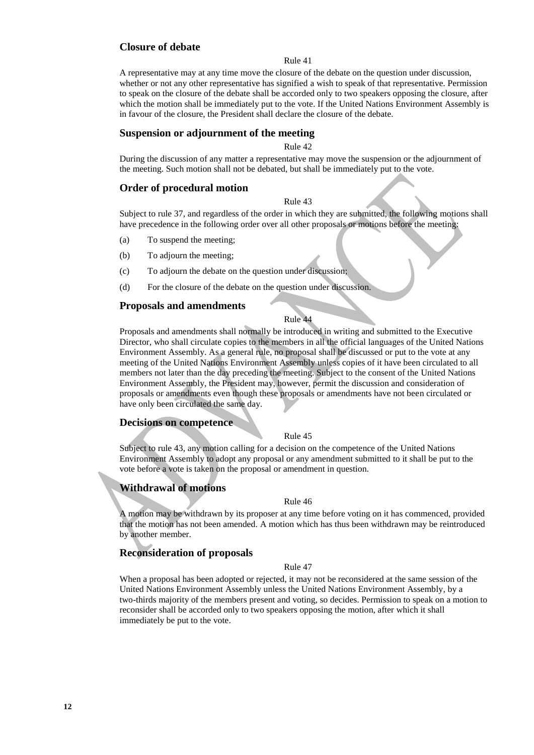### Closure of debate

Rule 41

A representative may at any time move the closure of the debate on the question under discussion, whether or not any other representative has signified a wish to speak of that representative. Permission to speak on the closure of the debate shall be accorded only to two speakers opposing the closure, after which the motion shall be immediately put to the vote. If the United Nations Environment Assembly is in favour of the closure, the President shall declare the closure of the debate.

### Suspension or adjournment of the meeting

Rule 42

During the discussion of any matter a representative may move the suspension or the adjournment of the meeting. Such motion shall not be debated, but shall be immediately put to the vote.

### Order of procedural motion

Rule 43

Subject to rule 37, and regardless of the order in which they are submitted, the following motions shall have precedence in the following order over all other proposals or motions before the meeting:

(a) To suspend the meeting;

(b) To adjourn the meeting;

(c) To adjourn the debate on the question under discussion;

(d) For the closure of the debate on the question under discussion.

### Proposals and amendments

Rule 44

Proposals and amendments shall normally be introduced in writing and submitted to the Executive Director, who shall circulate copies to the members in all the official languages of the United Nations Environment Assembly. As a general rule, no proposal shall be discussed or put to the vote at any meeting of the United Nations Environment Assembly unless copies of it have been circulated to all members not later than the day preceding the meeting. Subject to the consent of the United Nations Environment Assembly, the President may, however, permit the discussion and consideration of proposals or amendments even though these proposals or amendments have not been circulated or have only been circulated the same day.

### Decisions on competence

Rule 45

Subject to rule 43, any motion calling for a decision on the competence of the United Nations Environment Assembly to adopt any proposal or any amendment submitted to it shall be put to the vote before a vote is taken on the proposal or amendment in question.

### Withdrawal of motions

Rule 46

A motion may be withdrawn by its proposer at any time before voting on it has commenced, provided that the motion has not been amended. A motion which has thus been withdrawn may be reintroduced by another member.

### Reconsideration of proposals

Rule 47

When a proposal has been adopted or rejected, it may not be reconsidered at the same session of the United Nations Environment Assembly unless the United Nations Environment Assembly, by a two-thirds majority of the members present and voting, so decides. Permission to speak on a motion to reconsider shall be accorded only to two speakers opposing the motion, after which it shall immediately be put to the vote.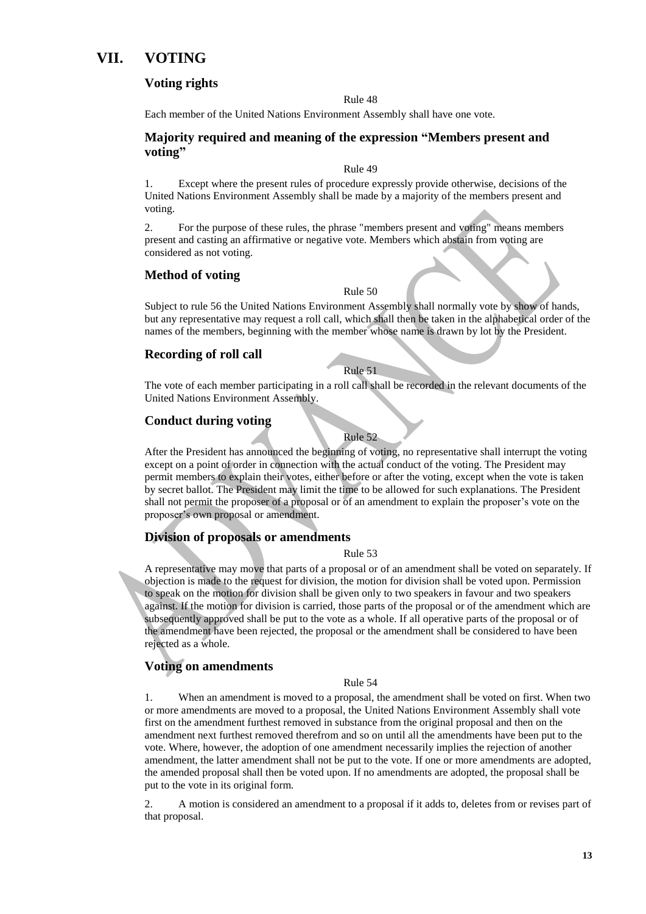# VII. VOTING

## Voting rights

Rule 48

Each member of the United Nations Environment Assembly shall have one vote.

## Majority required and meaning of the expression "Members present and voting"

Rule 49

1. Except where the present rules of procedure expressly provide otherwise, decisions of the United Nations Environment Assembly shall be made by a majority of the members present and voting.

2. For the purpose of these rules, the phrase "members present and voting" means members present and casting an affirmative or negative vote. Members which abstain from voting are considered as not voting.

## Method of voting

Rule 50

Subject to rule 56 the United Nations Environment Assembly shall normally vote by show of hands, but any representative may request a roll call, which shall then be taken in the alphabetical order of the names of the members, beginning with the member whose name is drawn by lot by the President.

## Recording of roll call

Rule 51

The vote of each member participating in a roll call shall be recorded in the relevant documents of the United Nations Environment Assembly.

## Conduct during voting

Rule 52

After the President has announced the beginning of voting, no representative shall interrupt the voting except on a point of order in connection with the actual conduct of the voting. The President may permit members to explain their votes, either before or after the voting, except when the vote is taken by secret ballot. The President may limit the time to be allowed for such explanations. The President shall not permit the proposer of a proposal or of an amendment to explain the proposer's vote on the proposer's own proposal or amendment.

## Division of proposals or amendments

Rule 53

A representative may move that parts of a proposal or of an amendment shall be voted on separately. If objection is made to the request for division, the motion for division shall be voted upon. Permission to speak on the motion for division shall be given only to two speakers in favour and two speakers against. If the motion for division is carried, those parts of the proposal or of the amendment which are subsequently approved shall be put to the vote as a whole. If all operative parts of the proposal or of the amendment have been rejected, the proposal or the amendment shall be considered to have been rejected as a whole.

## Voting on amendments

Rule 54

1. When an amendment is moved to a proposal, the amendment shall be voted on first. When two or more amendments are moved to a proposal, the United Nations Environment Assembly shall vote first on the amendment furthest removed in substance from the original proposal and then on the amendment next furthest removed therefrom and so on until all the amendments have been put to the vote. Where, however, the adoption of one amendment necessarily implies the rejection of another amendment, the latter amendment shall not be put to the vote. If one or more amendments are adopted, the amended proposal shall then be voted upon. If no amendments are adopted, the proposal shall be put to the vote in its original form.

2. A motion is considered an amendment to a proposal if it adds to, deletes from or revises part of that proposal.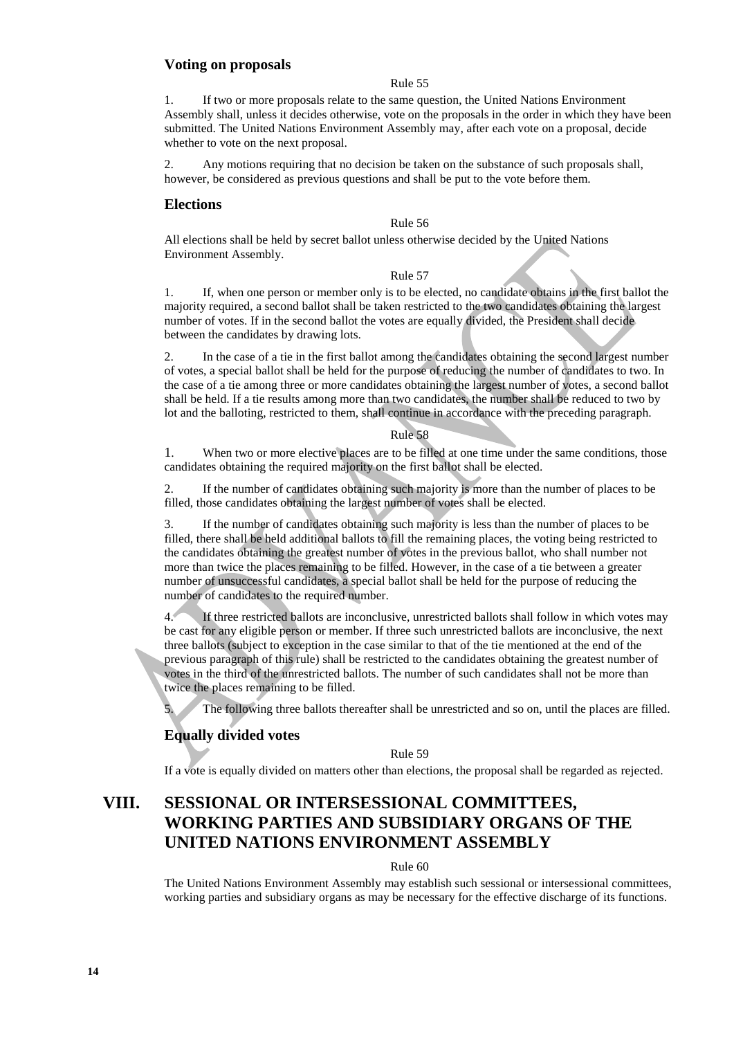### Voting on proposals

Rule 55

1. If two or more proposals relate to the same question, the United Nations Environment Assembly shall, unless it decides otherwise, vote on the proposals in the order in which they have been submitted. The United Nations Environment Assembly may, after each vote on a proposal, decide whether to vote on the next proposal.

2. Any motions requiring that no decision be taken on the substance of such proposals shall, however, be considered as previous questions and shall be put to the vote before them.

### Elections

Rule 56

All elections shall be held by secret ballot unless otherwise decided by the United Nations Environment Assembly.

Rule 57

1. If, when one person or member only is to be elected, no candidate obtains in the first ballot the majority required, a second ballot shall be taken restricted to the two candidates obtaining the largest number of votes. If in the second ballot the votes are equally divided, the President shall decide between the candidates by drawing lots.

2. In the case of a tie in the first ballot among the candidates obtaining the second largest number of votes, a special ballot shall be held for the purpose of reducing the number of candidates to two. In the case of a tie among three or more candidates obtaining the largest number of votes, a second ballot shall be held. If a tie results among more than two candidates, the number shall be reduced to two by lot and the balloting, restricted to them, shall continue in accordance with the preceding paragraph.

Rule 58

1. When two or more elective places are to be filled at one time under the same conditions, those candidates obtaining the required majority on the first ballot shall be elected.

2. If the number of candidates obtaining such majority is more than the number of places to be filled, those candidates obtaining the largest number of votes shall be elected.

3. If the number of candidates obtaining such majority is less than the number of places to be filled, there shall be held additional ballots to fill the remaining places, the voting being restricted to the candidates obtaining the greatest number of votes in the previous ballot, who shall number not more than twice the places remaining to be filled. However, in the case of a tie between a greater number of unsuccessful candidates, a special ballot shall be held for the purpose of reducing the number of candidates to the required number.

4. If three restricted ballots are inconclusive, unrestricted ballots shall follow in which votes may be cast for any eligible person or member. If three such unrestricted ballots are inconclusive, the next three ballots (subject to exception in the case similar to that of the tie mentioned at the end of the previous paragraph of this rule) shall be restricted to the candidates obtaining the greatest number of votes in the third of the unrestricted ballots. The number of such candidates shall not be more than twice the places remaining to be filled.

5. The following three ballots thereafter shall be unrestricted and so on, until the places are filled.

### Equally divided votes

Rule 59

If a vote is equally divided on matters other than elections, the proposal shall be regarded as rejected.

## VIII. SESSIONAL OR INTERSESSIONAL COMMITTEES, WORKING PARTIES AND SUBSIDIARY ORGANS OF THE UNITED NATIONS ENVIRONMENT ASSEMBLY

Rule 60

The United Nations Environment Assembly may establish such sessional or intersessional committees, working parties and subsidiary organs as may be necessary for the effective discharge of its functions.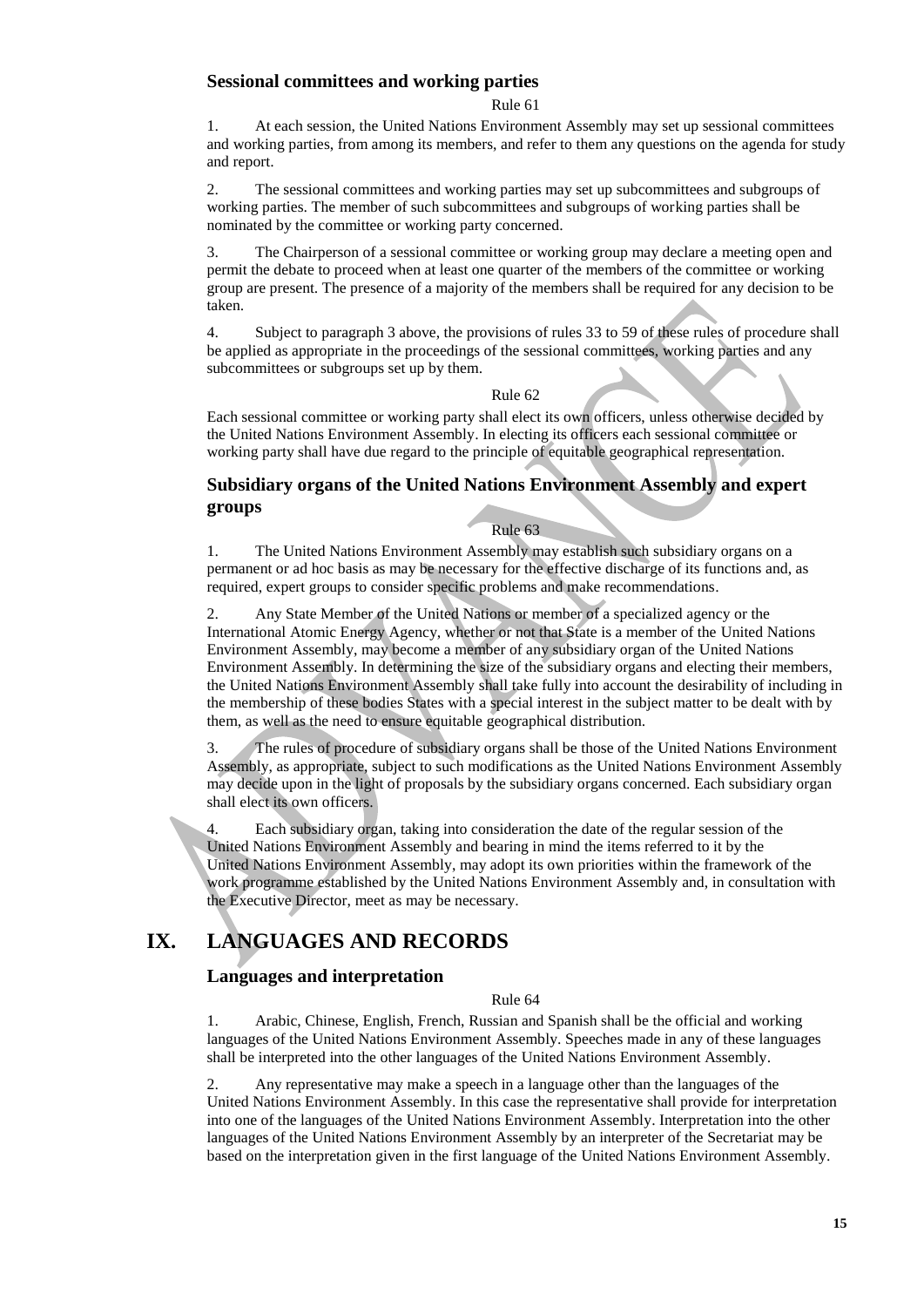### Sessional committees and working parties

Rule 61

1. At each session, the United Nations Environment Assembly may set up sessional committees and working parties, from among its members, and refer to them any questions on the agenda for study and report.

2. The sessional committees and working parties may set up subcommittees and subgroups of working parties. The member of such subcommittees and subgroups of working parties shall be nominated by the committee or working party concerned.

3. The Chairperson of a sessional committee or working group may declare a meeting open and permit the debate to proceed when at least one quarter of the members of the committee or working group are present. The presence of a majority of the members shall be required for any decision to be taken.

4. Subject to paragraph 3 above, the provisions of rules 33 to 59 of these rules of procedure shall be applied as appropriate in the proceedings of the sessional committees, working parties and any subcommittees or subgroups set up by them.

Rule 62

Each sessional committee or working party shall elect its own officers, unless otherwise decided by the United Nations Environment Assembly. In electing its officers each sessional committee or working party shall have due regard to the principle of equitable geographical representation.

### Subsidiary organs of the United Nations Environment Assembly and expert groups

Rule 63

1. The United Nations Environment Assembly may establish such subsidiary organs on a permanent or ad hoc basis as may be necessary for the effective discharge of its functions and, as required, expert groups to consider specific problems and make recommendations.

2. Any State Member of the United Nations or member of a specialized agency or the International Atomic Energy Agency, whether or not that State is a member of the United Nations Environment Assembly, may become a member of any subsidiary organ of the United Nations Environment Assembly. In determining the size of the subsidiary organs and electing their members, the United Nations Environment Assembly shall take fully into account the desirability of including in the membership of these bodies States with a special interest in the subject matter to be dealt with by them, as well as the need to ensure equitable geographical distribution.

3. The rules of procedure of subsidiary organs shall be those of the United Nations Environment Assembly, as appropriate, subject to such modifications as the United Nations Environment Assembly may decide upon in the light of proposals by the subsidiary organs concerned. Each subsidiary organ shall elect its own officers.

4. Each subsidiary organ, taking into consideration the date of the regular session of the United Nations Environment Assembly and bearing in mind the items referred to it by the United Nations Environment Assembly, may adopt its own priorities within the framework of the work programme established by the United Nations Environment Assembly and, in consultation with the Executive Director, meet as may be necessary.

## IX. LANGUAGES AND RECORDS

### Languages and interpretation

Rule 64

1. Arabic, Chinese, English, French, Russian and Spanish shall be the official and working languages of the United Nations Environment Assembly. Speeches made in any of these languages shall be interpreted into the other languages of the United Nations Environment Assembly.

2. Any representative may make a speech in a language other than the languages of the United Nations Environment Assembly. In this case the representative shall provide for interpretation into one of the languages of the United Nations Environment Assembly. Interpretation into the other languages of the United Nations Environment Assembly by an interpreter of the Secretariat may be based on the interpretation given in the first language of the United Nations Environment Assembly.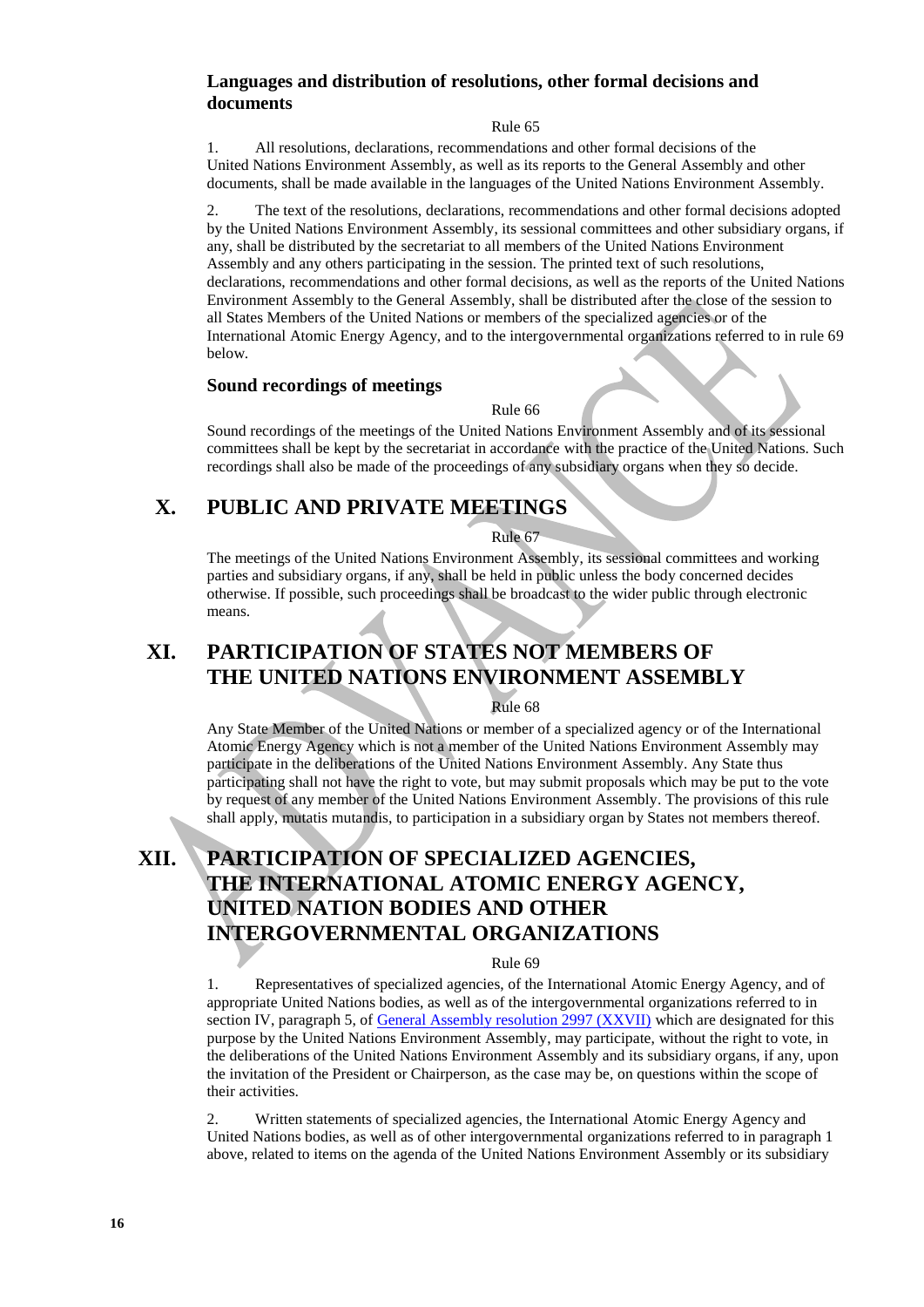### Languages and distribution of resolutions, other formal decisions and documents

Rule 65

1. All resolutions, declarations, recommendations and other formal decisions of the United Nations Environment Assembly, as well as its reports to the General Assembly and other documents, shall be made available in the languages of the United Nations Environment Assembly.

2. The text of the resolutions, declarations, recommendations and other formal decisions adopted by the United Nations Environment Assembly, its sessional committees and other subsidiary organs, if any, shall be distributed by the secretariat to all members of the United Nations Environment Assembly and any others participating in the session. The printed text of such resolutions, declarations, recommendations and other formal decisions, as well as the reports of the United Nations Environment Assembly to the General Assembly, shall be distributed after the close of the session to all States Members of the United Nations or members of the specialized agencies or of the International Atomic Energy Agency, and to the intergovernmental organizations referred to in rule 69 below.

### Sound recordings of meetings

Rule 66

Sound recordings of the meetings of the United Nations Environment Assembly and of its sessional committees shall be kept by the secretariat in accordance with the practice of the United Nations. Such recordings shall also be made of the proceedings of any subsidiary organs when they so decide.

## X. PUBLIC AND PRIVATE MEETINGS

Rule 67

The meetings of the United Nations Environment Assembly, its sessional committees and working parties and subsidiary organs, if any, shall be held in public unless the body concerned decides otherwise. If possible, such proceedings shall be broadcast to the wider public through electronic means.

## XI. PARTICIPATION OF STATES NOT MEMBERS OF THE UNITED NATIONS ENVIRONMENT ASSEMBLY

Rule 68

Any State Member of the United Nations or member of a specialized agency or of the International Atomic Energy Agency which is not a member of the United Nations Environment Assembly may participate in the deliberations of the United Nations Environment Assembly. Any State thus participating shall not have the right to vote, but may submit proposals which may be put to the vote by request of any member of the United Nations Environment Assembly. The provisions of this rule shall apply, mutatis mutandis, to participation in a subsidiary organ by States not members thereof.

## XII. PARTICIPATION OF SPECIALIZED AGENCIES, THE INTERNATIONAL ATOMIC ENERGY AGENCY, UNITED NATION BODIES AND OTHER INTERGOVERNMENTAL ORGANIZATIONS

Rule 69

1. Representatives of specialized agencies, of the International Atomic Energy Agency, and of appropriate United Nations bodies, as well as of the intergovernmental organizations referred to in section IV, paragraph 5, of General Assembly resolution 2997 (XXVII) which are designated for this purpose by the United Nations Environment Assembly, may participate, without the right to vote, in the deliberations of the United Nations Environment Assembly and its subsidiary organs, if any, upon the invitation of the President or Chairperson, as the case may be, on questions within the scope of their activities.

2. Written statements of specialized agencies, the International Atomic Energy Agency and United Nations bodies, as well as of other intergovernmental organizations referred to in paragraph 1 above, related to items on the agenda of the United Nations Environment Assembly or its subsidiary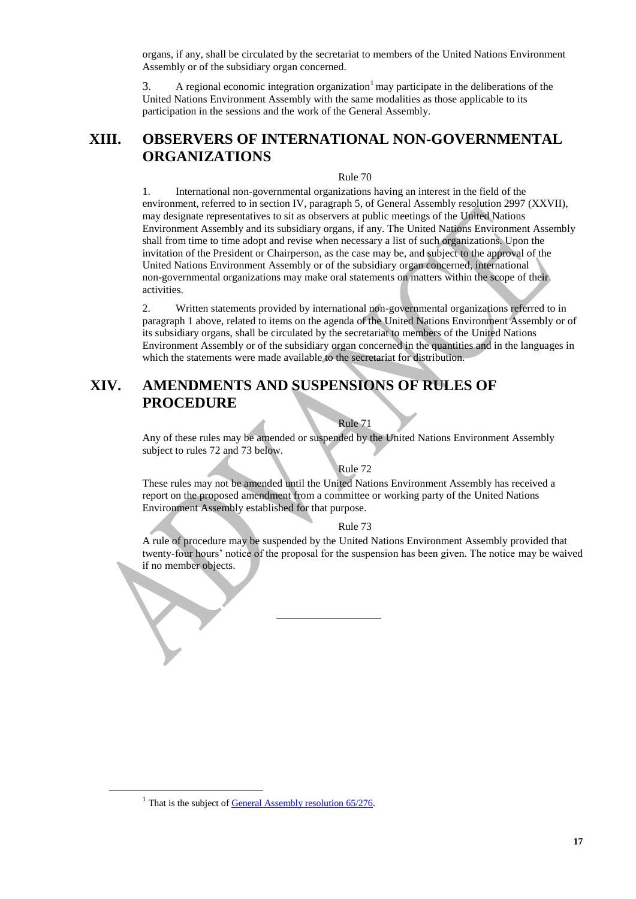organs, if any, shall be circulated by the secretariat to members of the United Nations Environment Assembly or of the subsidiary organ concerned.

3. A regional economic integration organization[1] may participate in the deliberations of the United Nations Environment Assembly with the same modalities as those applicable to its participation in the sessions and the work of the General Assembly.

# XIII. OBSERVERS OF INTERNATIONAL NON-GOVERNMENTAL ORGANIZATIONS

Rule 70

1. International non-governmental organizations having an interest in the field of the environment, referred to in section IV, paragraph 5, of General Assembly resolution 2997 (XXVII), may designate representatives to sit as observers at public meetings of the United Nations Environment Assembly and its subsidiary organs, if any. The United Nations Environment Assembly shall from time to time adopt and revise when necessary a list of such organizations. Upon the invitation of the President or Chairperson, as the case may be, and subject to the approval of the United Nations Environment Assembly or of the subsidiary organ concerned, international non-governmental organizations may make oral statements on matters within the scope of their activities.

2. Written statements provided by international non-governmental organizations referred to in paragraph 1 above, related to items on the agenda of the United Nations Environment Assembly or of its subsidiary organs, shall be circulated by the secretariat to members of the United Nations Environment Assembly or of the subsidiary organ concerned in the quantities and in the languages in which the statements were made available to the secretariat for distribution.

# XIV. AMENDMENTS AND SUSPENSIONS OF RULES OF PROCEDURE

Rule 71

Any of these rules may be amended or suspended by the United Nations Environment Assembly subject to rules 72 and 73 below.

Rule 72

These rules may not be amended until the United Nations Environment Assembly has received a report on the proposed amendment from a committee or working party of the United Nations Environment Assembly established for that purpose.

Rule 73

A rule of procedure may be suspended by the United Nations Environment Assembly provided that twenty-four hours' notice of the proposal for the suspension has been given. The notice may be waived if no member objects.

---

[1] That is the subject of General Assembly resolution 65/276.